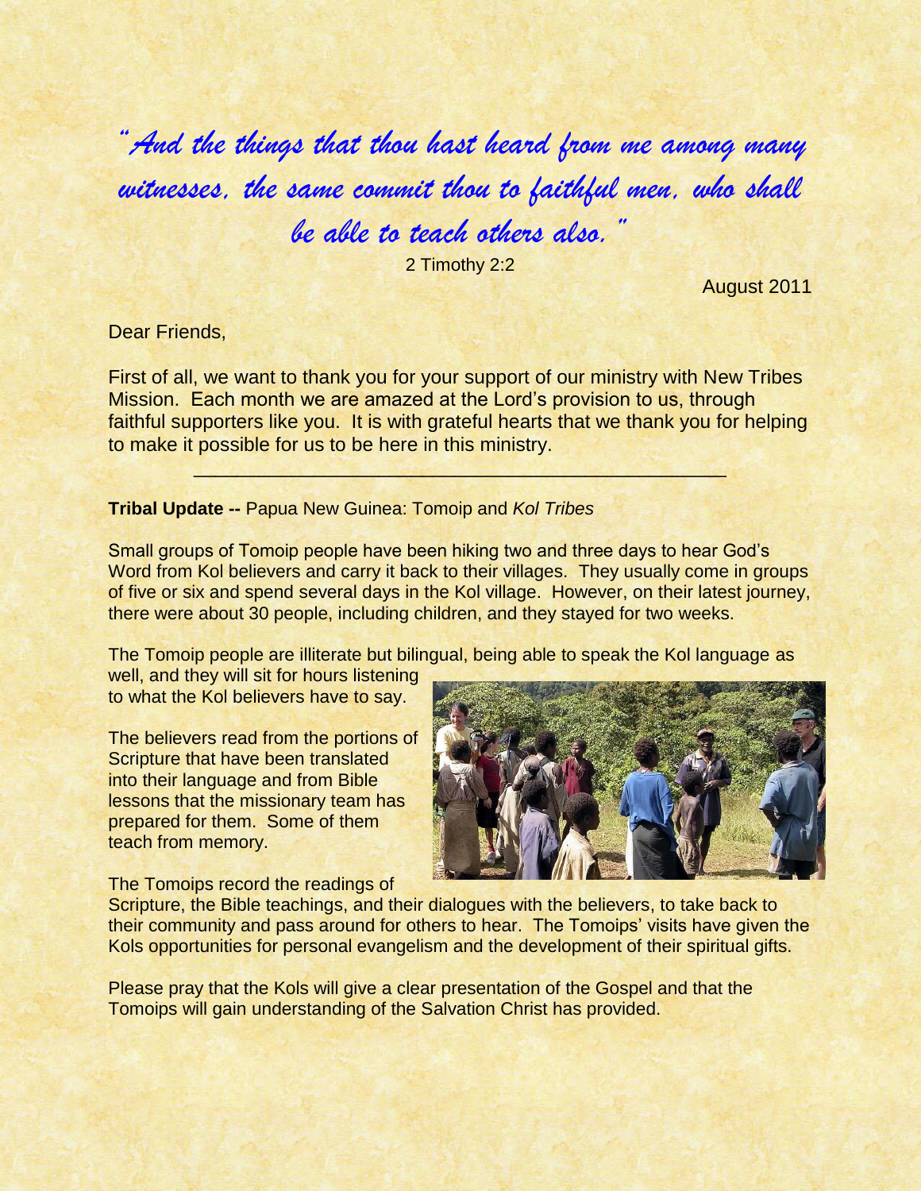*"And the things that thou hast heard from me among many witnesses, the same commit thou to faithful men, who shall be able to teach others also."*

2 Timothy 2:2

August 2011

Dear Friends,

First of all, we want to thank you for your support of our ministry with New Tribes Mission. Each month we are amazed at the Lord's provision to us, through faithful supporters like you. It is with grateful hearts that we thank you for helping to make it possible for us to be here in this ministry.

---

**Tribal Update --** Papua New Guinea: Tomoip and *Kol Tribes*

Small groups of Tomoip people have been hiking two and three days to hear God's Word from Kol believers and carry it back to their villages. They usually come in groups of five or six and spend several days in the Kol village. However, on their latest journey, there were about 30 people, including children, and they stayed for two weeks.

The Tomoip people are illiterate but bilingual, being able to speak the Kol language as well, and they will sit for hours listening to what the Kol believers have to say.

The believers read from the portions of Scripture that have been translated into their language and from Bible lessons that the missionary team has prepared for them. Some of them teach from memory.

The Tomoips record the readings of Scripture, the Bible teachings, and their dialogues with the believers, to take back to their community and pass around for others to hear. The Tomoips' visits have given the Kols opportunities for personal evangelism and the development of their spiritual gifts.

Please pray that the Kols will give a clear presentation of the Gospel and that the Tomoips will gain understanding of the Salvation Christ has provided.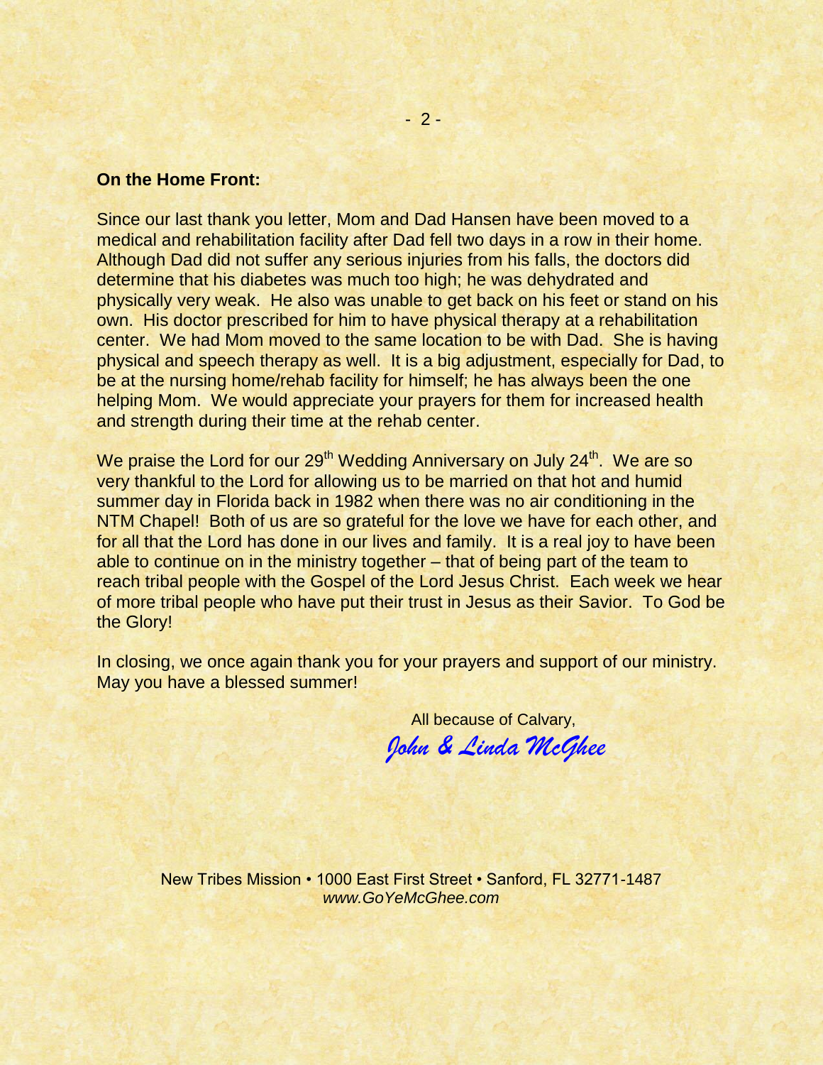**On the Home Front:**

Since our last thank you letter, Mom and Dad Hansen have been moved to a medical and rehabilitation facility after Dad fell two days in a row in their home. Although Dad did not suffer any serious injuries from his falls, the doctors did determine that his diabetes was much too high; he was dehydrated and physically very weak. He also was unable to get back on his feet or stand on his own. His doctor prescribed for him to have physical therapy at a rehabilitation center. We had Mom moved to the same location to be with Dad. She is having physical and speech therapy as well. It is a big adjustment, especially for Dad, to be at the nursing home/rehab facility for himself; he has always been the one helping Mom. We would appreciate your prayers for them for increased health and strength during their time at the rehab center.

We praise the Lord for our 29th Wedding Anniversary on July 24th. We are so very thankful to the Lord for allowing us to be married on that hot and humid summer day in Florida back in 1982 when there was no air conditioning in the NTM Chapel! Both of us are so grateful for the love we have for each other, and for all that the Lord has done in our lives and family. It is a real joy to have been able to continue on in the ministry together – that of being part of the team to reach tribal people with the Gospel of the Lord Jesus Christ. Each week we hear of more tribal people who have put their trust in Jesus as their Savior. To God be the Glory!

In closing, we once again thank you for your prayers and support of our ministry. May you have a blessed summer!

All because of Calvary,

*John & Linda McGhee*

New Tribes Mission • 1000 East First Street • Sanford, FL 32771-1487
*www.GoYeMcGhee.com*